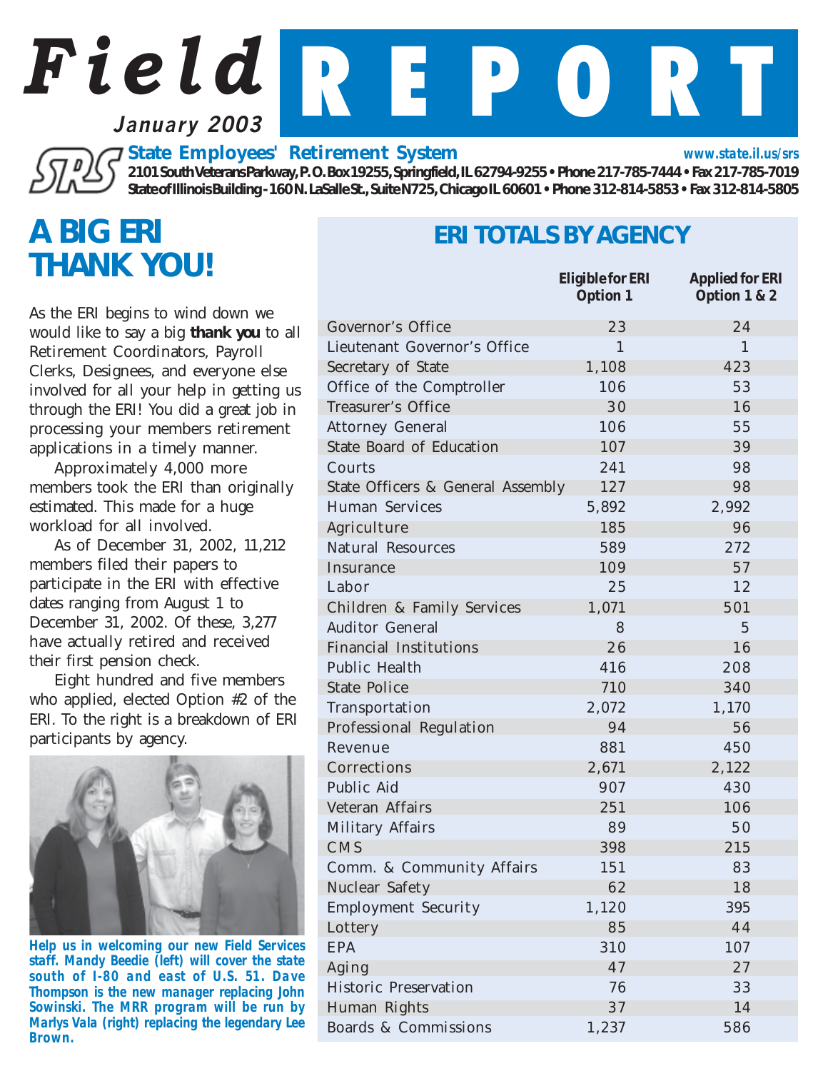# Field REPORT

January 2003

**State Employees' Retirement System** www.state.il.us/srs

2101 South Veterans Parkway, P.O. Box 19255, Springfield, IL 62794-9255 • Phone 217-785-7444 • Fax 217-785-7019
State of Illinois Building - 160 N. LaSalle St., Suite N725, Chicago IL 60601 • Phone 312-814-5853 • Fax 312-814-5805

## A BIG ERI THANK YOU!

As the ERI begins to wind down we would like to say a big **thank you** to all Retirement Coordinators, Payroll Clerks, Designees, and everyone else involved for all your help in getting us through the ERI! You did a great job in processing your members retirement applications in a timely manner.

Approximately 4,000 more members took the ERI than originally estimated. This made for a huge workload for all involved.

As of December 31, 2002, 11,212 members filed their papers to participate in the ERI with effective dates ranging from August 1 to December 31, 2002. Of these, 3,277 have actually retired and received their first pension check.

Eight hundred and five members who applied, elected Option #2 of the ERI. To the right is a breakdown of ERI participants by agency.

**Help us in welcoming our new Field Services staff. Mandy Beedie (left) will cover the state south of I-80 and east of U.S. 51. Dave Thompson is the new manager replacing John Sowinski. The MRR program will be run by Marlys Vala (right) replacing the legendary Lee Brown.**

## ERI TOTALS BY AGENCY

| | Eligible for ERI Option 1 | Applied for ERI Option 1 & 2 |
|---|---|---|
| Governor's Office | 23 | 24 |
| Lieutenant Governor's Office | 1 | 1 |
| Secretary of State | 1,108 | 423 |
| Office of the Comptroller | 106 | 53 |
| Treasurer's Office | 30 | 16 |
| Attorney General | 106 | 55 |
| State Board of Education | 107 | 39 |
| Courts | 241 | 98 |
| State Officers & General Assembly | 127 | 98 |
| Human Services | 5,892 | 2,992 |
| Agriculture | 185 | 96 |
| Natural Resources | 589 | 272 |
| Insurance | 109 | 57 |
| Labor | 25 | 12 |
| Children & Family Services | 1,071 | 501 |
| Auditor General | 8 | 5 |
| Financial Institutions | 26 | 16 |
| Public Health | 416 | 208 |
| State Police | 710 | 340 |
| Transportation | 2,072 | 1,170 |
| Professional Regulation | 94 | 56 |
| Revenue | 881 | 450 |
| Corrections | 2,671 | 2,122 |
| Public Aid | 907 | 430 |
| Veteran Affairs | 251 | 106 |
| Military Affairs | 89 | 50 |
| CMS | 398 | 215 |
| Comm. & Community Affairs | 151 | 83 |
| Nuclear Safety | 62 | 18 |
| Employment Security | 1,120 | 395 |
| Lottery | 85 | 44 |
| EPA | 310 | 107 |
| Aging | 47 | 27 |
| Historic Preservation | 76 | 33 |
| Human Rights | 37 | 14 |
| Boards & Commissions | 1,237 | 586 |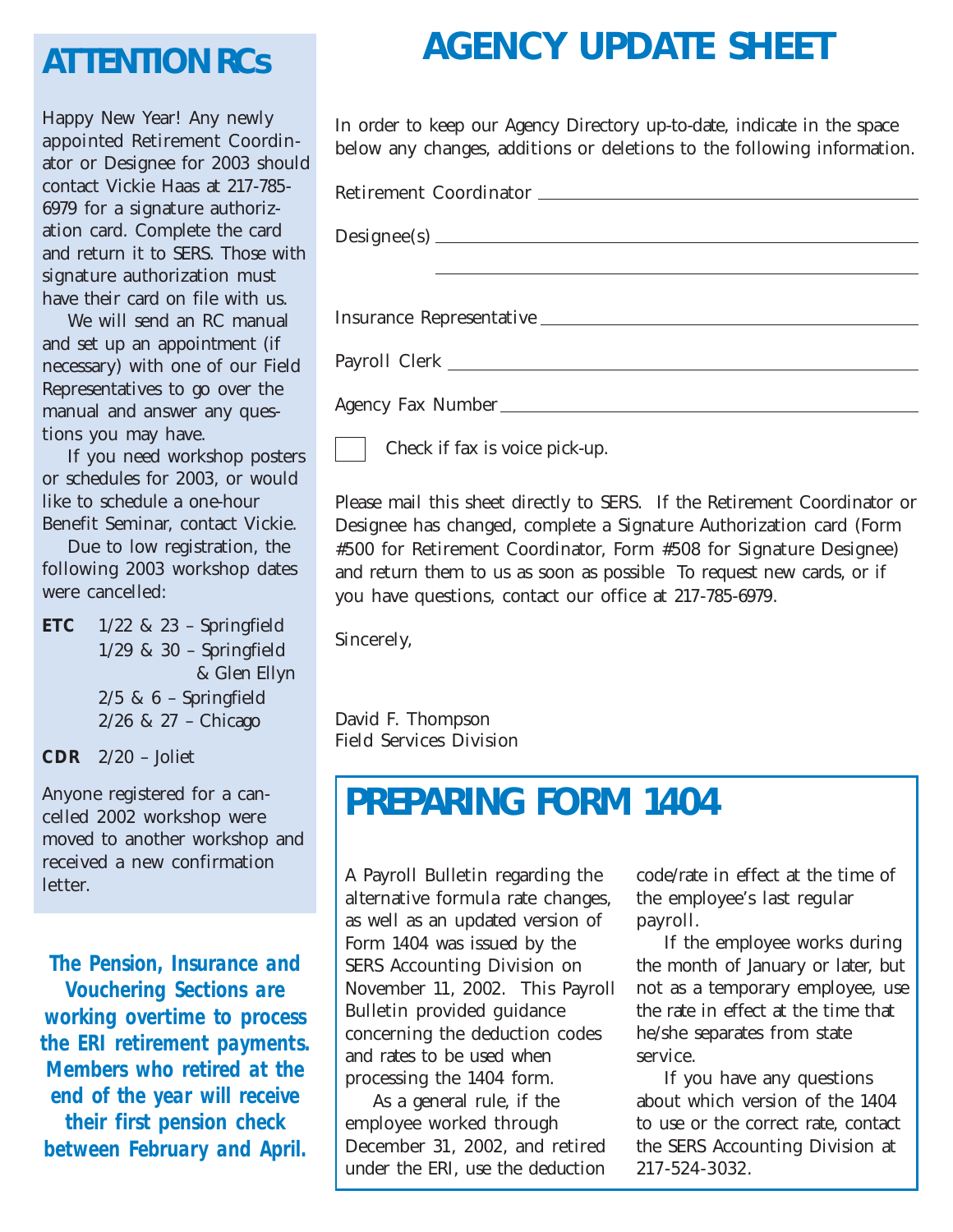## ATTENTION RCs

Happy New Year! Any newly appointed Retirement Coordinator or Designee for 2003 should contact Vickie Haas at 217-785-6979 for a signature authorization card. Complete the card and return it to SERS. Those with signature authorization must have their card on file with us.

We will send an RC manual and set up an appointment (if necessary) with one of our Field Representatives to go over the manual and answer any questions you may have.

If you need workshop posters or schedules for 2003, or would like to schedule a one-hour Benefit Seminar, contact Vickie.

Due to low registration, the following 2003 workshop dates were cancelled:

**ETC** 1/22 & 23 – Springfield
1/29 & 30 – Springfield & Glen Ellyn
2/5 & 6 – Springfield
2/26 & 27 – Chicago

**CDR** 2/20 – Joliet

Anyone registered for a cancelled 2002 workshop were moved to another workshop and received a new confirmation letter.

***The Pension, Insurance and Vouchering Sections are working overtime to process the ERI retirement payments. Members who retired at the end of the year will receive their first pension check between February and April.***

# AGENCY UPDATE SHEET

In order to keep our Agency Directory up-to-date, indicate in the space below any changes, additions or deletions to the following information.

Retirement Coordinator ______________________

Designee(s) ______________________

______________________

Insurance Representative ______________________

Payroll Clerk ______________________

Agency Fax Number ______________________

☐ Check if fax is voice pick-up.

Please mail this sheet directly to SERS. If the Retirement Coordinator or Designee has changed, complete a Signature Authorization card (Form #500 for Retirement Coordinator, Form #508 for Signature Designee) and return them to us as soon as possible To request new cards, or if you have questions, contact our office at 217-785-6979.

Sincerely,

David F. Thompson
Field Services Division

## PREPARING FORM 1404

A Payroll Bulletin regarding the alternative formula rate changes, as well as an updated version of Form 1404 was issued by the SERS Accounting Division on November 11, 2002. This Payroll Bulletin provided guidance concerning the deduction codes and rates to be used when processing the 1404 form.

As a general rule, if the employee worked through December 31, 2002, and retired under the ERI, use the deduction code/rate in effect at the time of the employee's last regular payroll.

If the employee works during the month of January or later, but not as a temporary employee, use the rate in effect at the time that he/she separates from state service.

If you have any questions about which version of the 1404 to use or the correct rate, contact the SERS Accounting Division at 217-524-3032.